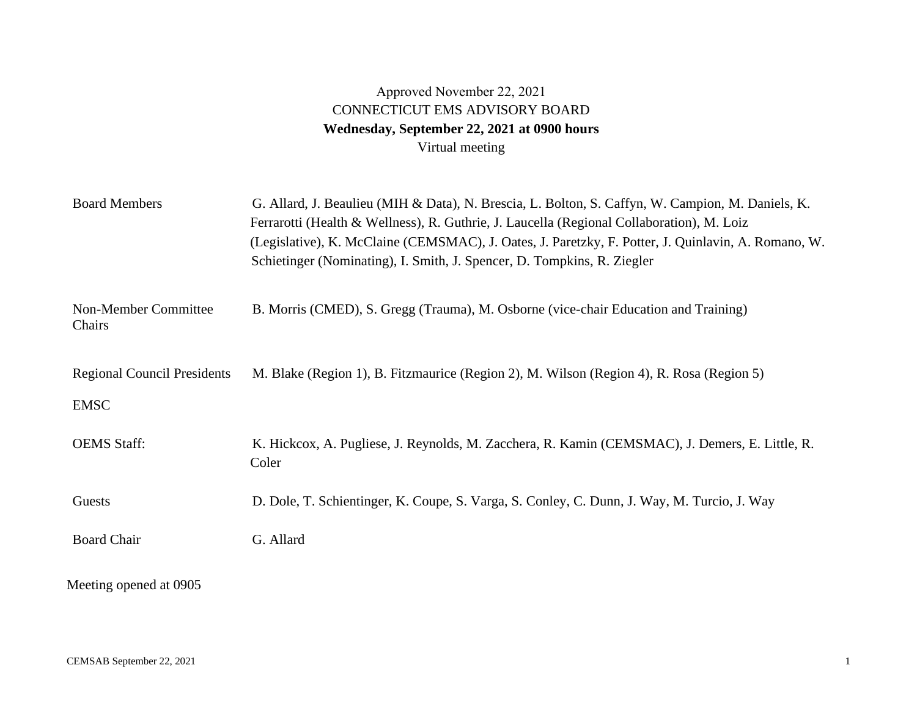Approved November 22, 2021

CONNECTICUT EMS ADVISORY BOARD

**Wednesday, September 22, 2021 at 0900 hours**

Virtual meeting

| | |
|---|---|
| Board Members | G. Allard, J. Beaulieu (MIH & Data), N. Brescia, L. Bolton, S. Caffyn, W. Campion, M. Daniels, K. Ferrarotti (Health & Wellness), R. Guthrie, J. Laucella (Regional Collaboration), M. Loiz (Legislative), K. McClaine (CEMSMAC), J. Oates, J. Paretzky, F. Potter, J. Quinlavin, A. Romano, W. Schietinger (Nominating), I. Smith, J. Spencer, D. Tompkins, R. Ziegler |
| Non-Member Committee Chairs | B. Morris (CMED), S. Gregg (Trauma), M. Osborne (vice-chair Education and Training) |
| Regional Council Presidents | M. Blake (Region 1), B. Fitzmaurice (Region 2), M. Wilson (Region 4), R. Rosa (Region 5) |
| EMSC | |
| OEMS Staff: | K. Hickcox, A. Pugliese, J. Reynolds, M. Zacchera, R. Kamin (CEMSMAC), J. Demers, E. Little, R. Coler |
| Guests | D. Dole, T. Schientinger, K. Coupe, S. Varga, S. Conley, C. Dunn, J. Way, M. Turcio, J. Way |
| Board Chair | G. Allard |

Meeting opened at 0905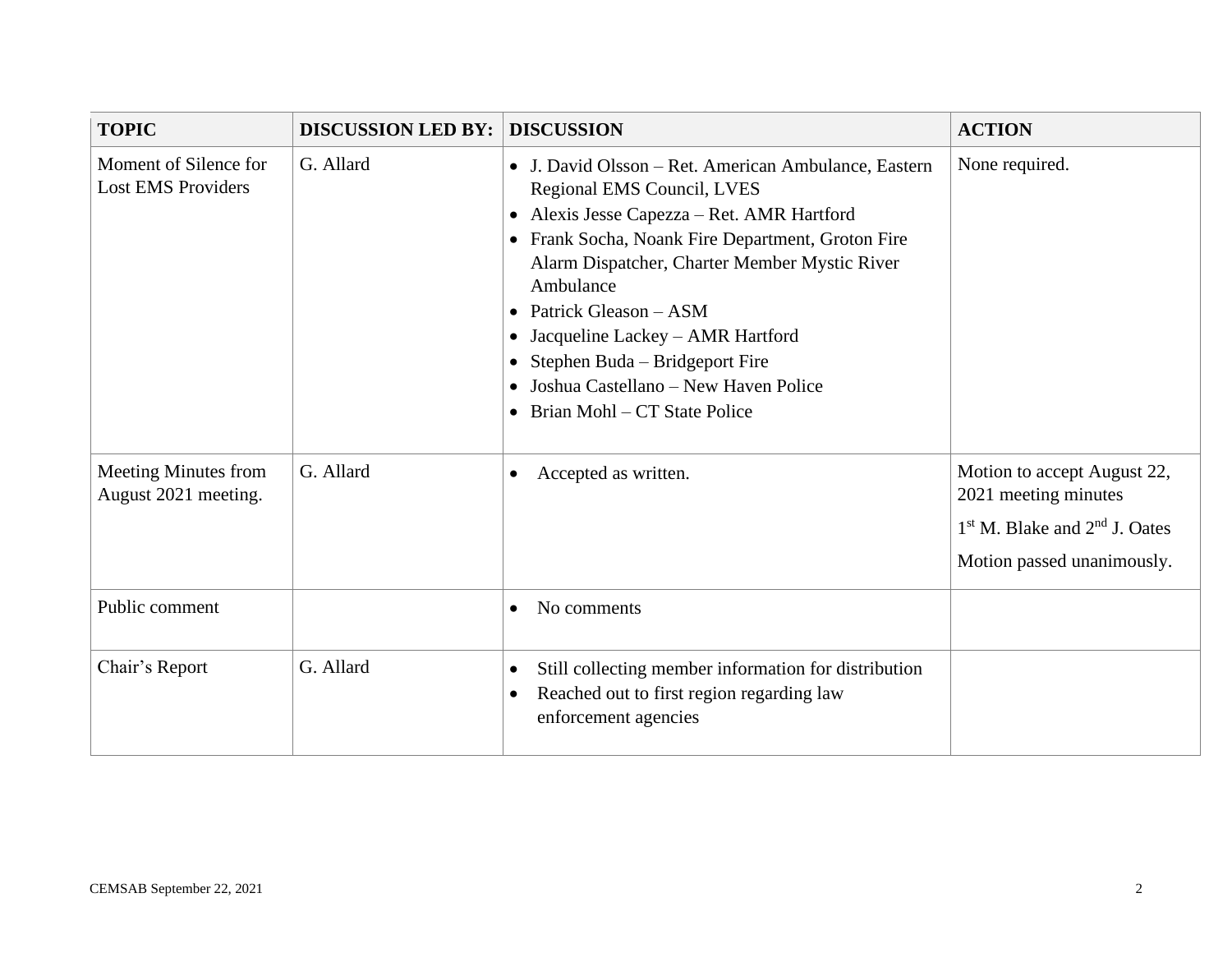| TOPIC | DISCUSSION LED BY: | DISCUSSION | ACTION |
|---|---|---|---|
| Moment of Silence for Lost EMS Providers | G. Allard | • J. David Olsson – Ret. American Ambulance, Eastern Regional EMS Council, LVES<br>• Alexis Jesse Capezza – Ret. AMR Hartford<br>• Frank Socha, Noank Fire Department, Groton Fire Alarm Dispatcher, Charter Member Mystic River Ambulance<br>• Patrick Gleason – ASM<br>• Jacqueline Lackey – AMR Hartford<br>• Stephen Buda – Bridgeport Fire<br>• Joshua Castellano – New Haven Police<br>• Brian Mohl – CT State Police | None required. |
| Meeting Minutes from August 2021 meeting. | G. Allard | • Accepted as written. | Motion to accept August 22, 2021 meeting minutes<br>1st M. Blake and 2nd J. Oates<br>Motion passed unanimously. |
| Public comment | | • No comments | |
| Chair's Report | G. Allard | • Still collecting member information for distribution<br>• Reached out to first region regarding law enforcement agencies | |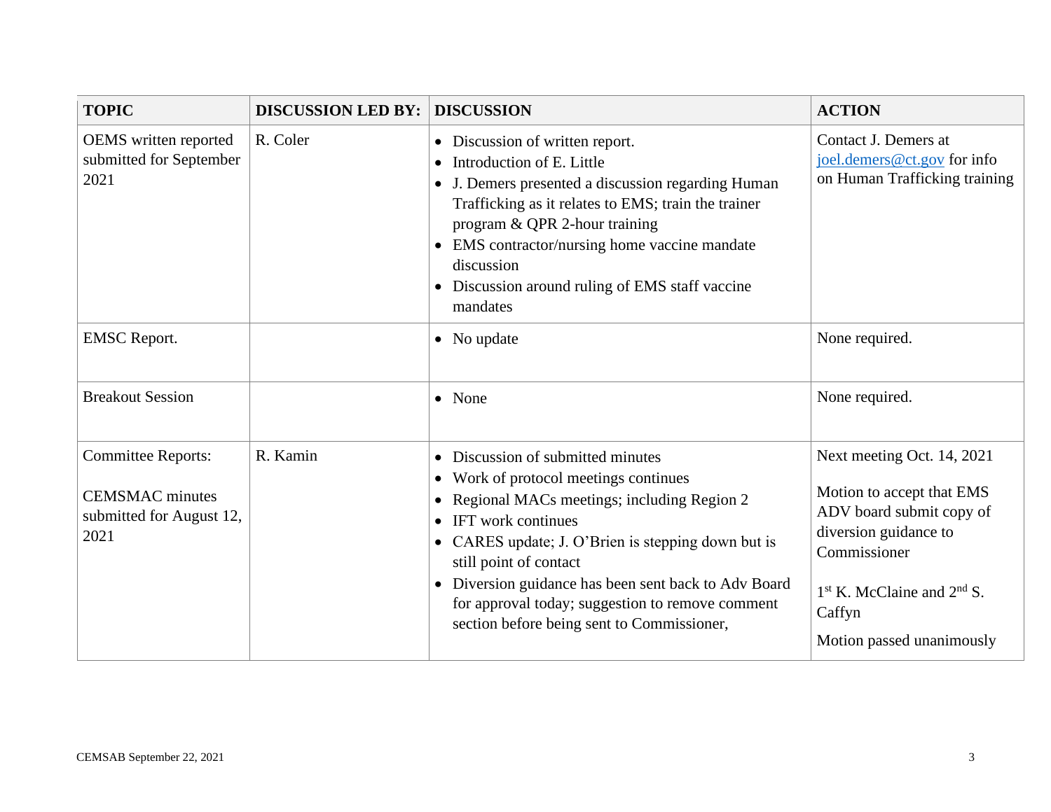| TOPIC | DISCUSSION LED BY: | DISCUSSION | ACTION |
|---|---|---|---|
| OEMS written reported submitted for September 2021 | R. Coler | • Discussion of written report.<br>• Introduction of E. Little<br>• J. Demers presented a discussion regarding Human Trafficking as it relates to EMS; train the trainer program & QPR 2-hour training<br>• EMS contractor/nursing home vaccine mandate discussion<br>• Discussion around ruling of EMS staff vaccine mandates | Contact J. Demers at joel.demers@ct.gov for info on Human Trafficking training |
| EMSC Report. | | • No update | None required. |
| Breakout Session | | • None | None required. |
| Committee Reports:<br><br>CEMSMAC minutes submitted for August 12, 2021 | R. Kamin | • Discussion of submitted minutes<br>• Work of protocol meetings continues<br>• Regional MACs meetings; including Region 2<br>• IFT work continues<br>• CARES update; J. O'Brien is stepping down but is still point of contact<br>• Diversion guidance has been sent back to Adv Board for approval today; suggestion to remove comment section before being sent to Commissioner, | Next meeting Oct. 14, 2021<br><br>Motion to accept that EMS ADV board submit copy of diversion guidance to Commissioner<br><br>1st K. McClaine and 2nd S. Caffyn<br><br>Motion passed unanimously |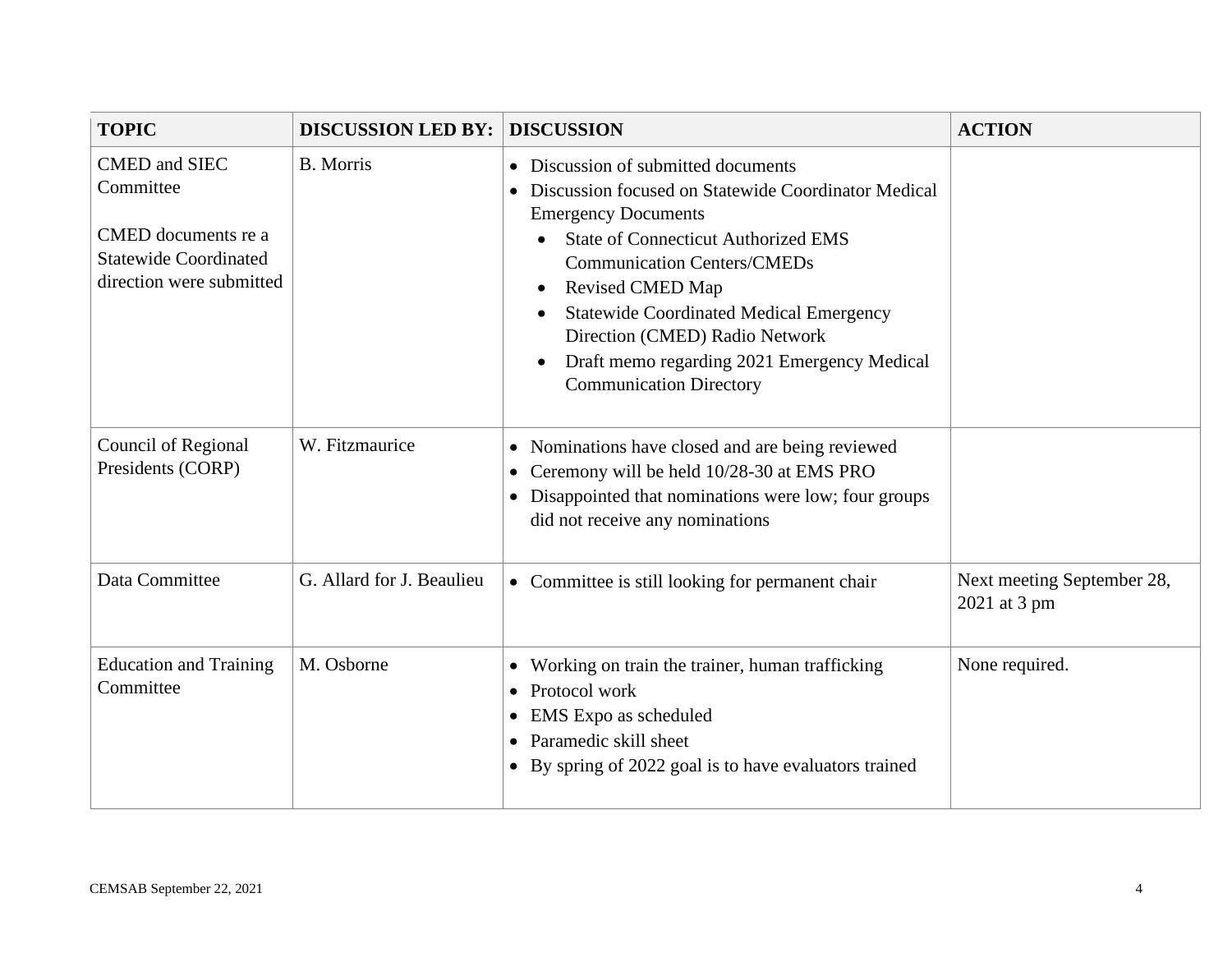| TOPIC | DISCUSSION LED BY: | DISCUSSION | ACTION |
| --- | --- | --- | --- |
| CMED and SIEC Committee<br><br>CMED documents re a Statewide Coordinated direction were submitted | B. Morris | • Discussion of submitted documents<br>• Discussion focused on Statewide Coordinator Medical Emergency Documents<br>&nbsp;&nbsp;&nbsp;&nbsp;• State of Connecticut Authorized EMS Communication Centers/CMEDs<br>&nbsp;&nbsp;&nbsp;&nbsp;• Revised CMED Map<br>&nbsp;&nbsp;&nbsp;&nbsp;• Statewide Coordinated Medical Emergency Direction (CMED) Radio Network<br>&nbsp;&nbsp;&nbsp;&nbsp;• Draft memo regarding 2021 Emergency Medical Communication Directory | |
| Council of Regional Presidents (CORP) | W. Fitzmaurice | • Nominations have closed and are being reviewed<br>• Ceremony will be held 10/28-30 at EMS PRO<br>• Disappointed that nominations were low; four groups did not receive any nominations | |
| Data Committee | G. Allard for J. Beaulieu | • Committee is still looking for permanent chair | Next meeting September 28, 2021 at 3 pm |
| Education and Training Committee | M. Osborne | • Working on train the trainer, human trafficking<br>• Protocol work<br>• EMS Expo as scheduled<br>• Paramedic skill sheet<br>• By spring of 2022 goal is to have evaluators trained | None required. |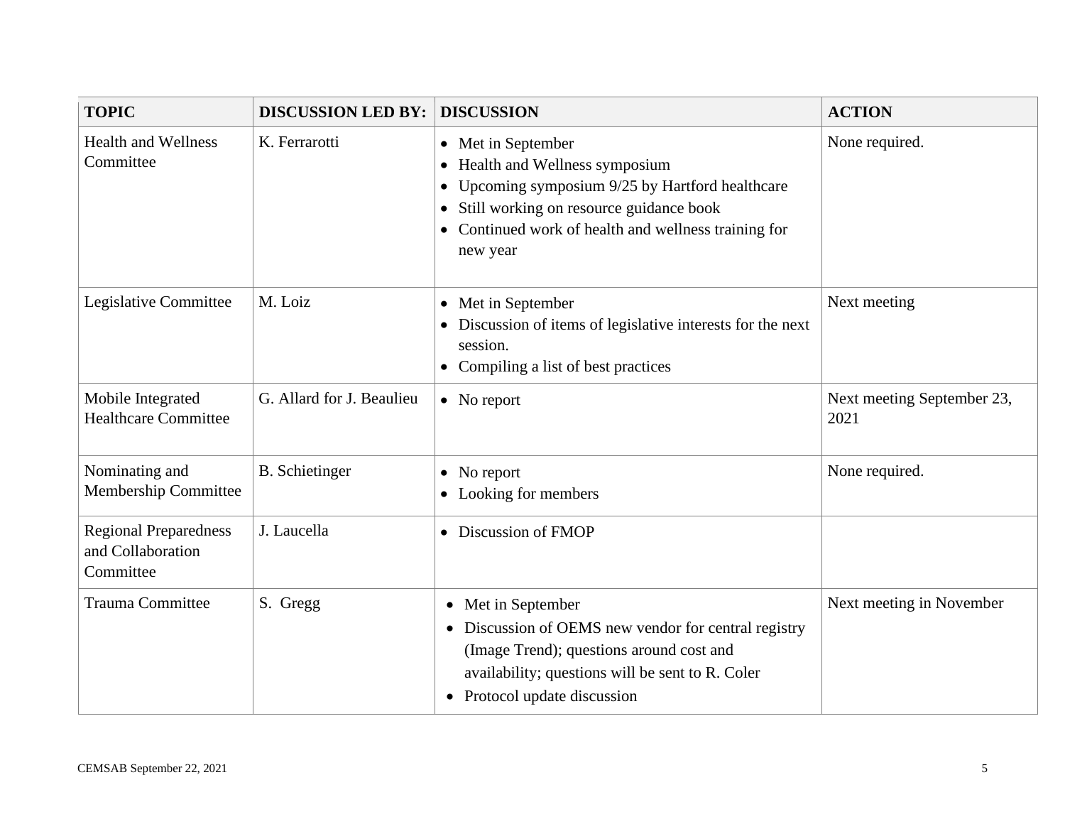| TOPIC | DISCUSSION LED BY: | DISCUSSION | ACTION |
|---|---|---|---|
| Health and Wellness Committee | K. Ferrarotti | • Met in September<br>• Health and Wellness symposium<br>• Upcoming symposium 9/25 by Hartford healthcare<br>• Still working on resource guidance book<br>• Continued work of health and wellness training for new year | None required. |
| Legislative Committee | M. Loiz | • Met in September<br>• Discussion of items of legislative interests for the next session.<br>• Compiling a list of best practices | Next meeting |
| Mobile Integrated Healthcare Committee | G. Allard for J. Beaulieu | • No report | Next meeting September 23, 2021 |
| Nominating and Membership Committee | B. Schietinger | • No report<br>• Looking for members | None required. |
| Regional Preparedness and Collaboration Committee | J. Laucella | • Discussion of FMOP | |
| Trauma Committee | S. Gregg | • Met in September<br>• Discussion of OEMS new vendor for central registry (Image Trend); questions around cost and availability; questions will be sent to R. Coler<br>• Protocol update discussion | Next meeting in November |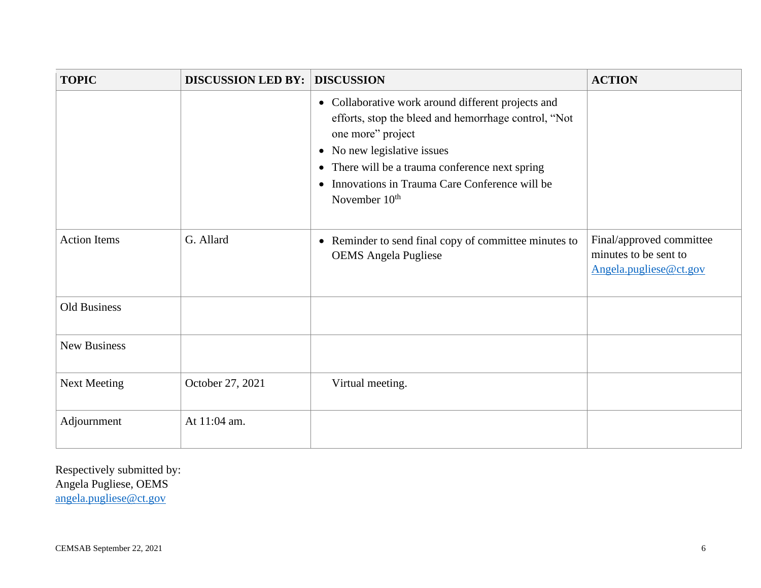| TOPIC | DISCUSSION LED BY: | DISCUSSION | ACTION |
|---|---|---|---|
| | | • Collaborative work around different projects and efforts, stop the bleed and hemorrhage control, "Not one more" project<br>• No new legislative issues<br>• There will be a trauma conference next spring<br>• Innovations in Trauma Care Conference will be November 10th | |
| Action Items | G. Allard | • Reminder to send final copy of committee minutes to OEMS Angela Pugliese | Final/approved committee minutes to be sent to Angela.pugliese@ct.gov |
| Old Business | | | |
| New Business | | | |
| Next Meeting | October 27, 2021 | Virtual meeting. | |
| Adjournment | At 11:04 am. | | |

Respectively submitted by:
Angela Pugliese, OEMS
angela.pugliese@ct.gov